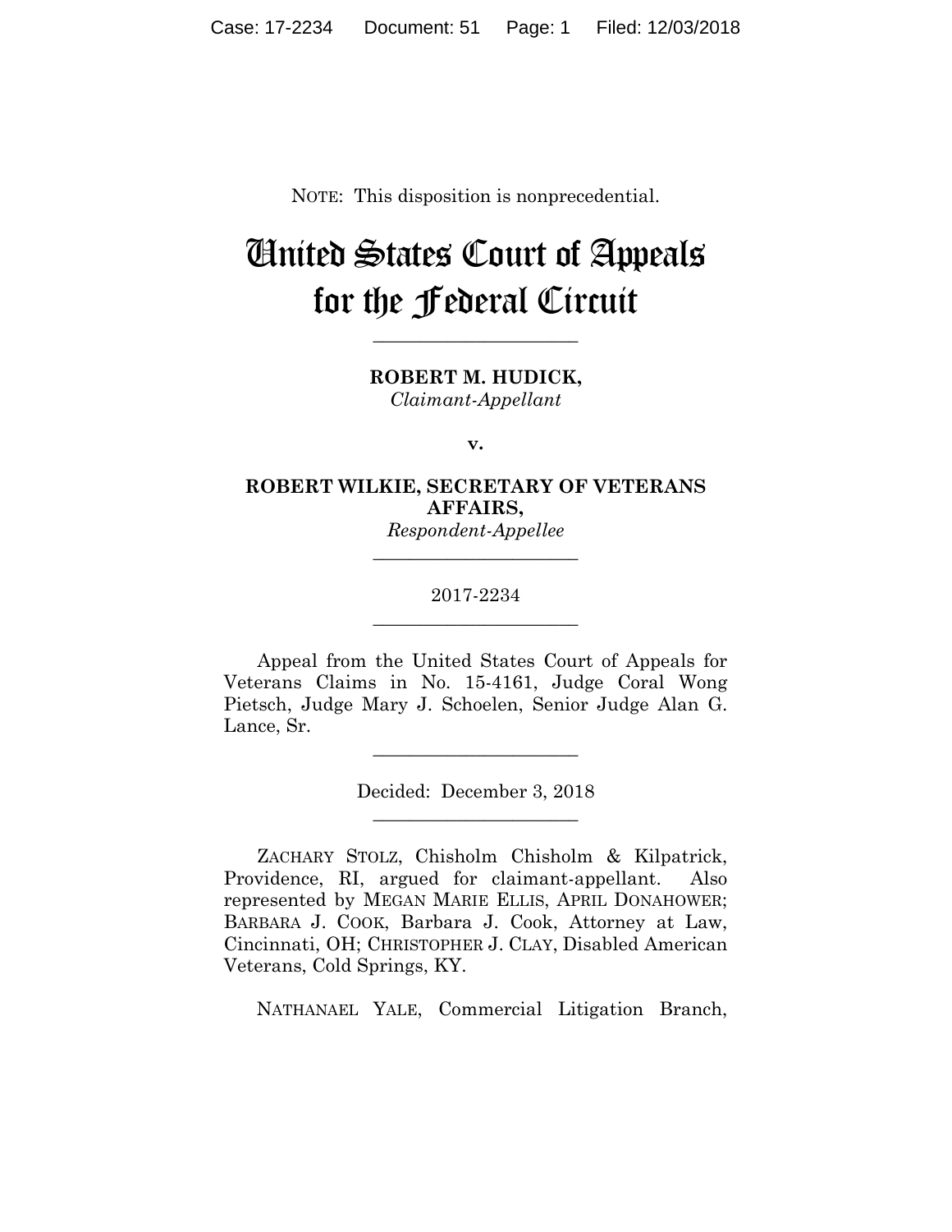NOTE: This disposition is nonprecedential.

# United States Court of Appeals for the Federal Circuit

______________________

**ROBERT M. HUDICK,**
*Claimant-Appellant*

**v.**

**ROBERT WILKIE, SECRETARY OF VETERANS AFFAIRS,**
*Respondent-Appellee*

______________________

2017-2234

______________________

Appeal from the United States Court of Appeals for Veterans Claims in No. 15-4161, Judge Coral Wong Pietsch, Judge Mary J. Schoelen, Senior Judge Alan G. Lance, Sr.

______________________

Decided: December 3, 2018

______________________

ZACHARY STOLZ, Chisholm Chisholm & Kilpatrick, Providence, RI, argued for claimant-appellant. Also represented by MEGAN MARIE ELLIS, APRIL DONAHOWER; BARBARA J. COOK, Barbara J. Cook, Attorney at Law, Cincinnati, OH; CHRISTOPHER J. CLAY, Disabled American Veterans, Cold Springs, KY.

NATHANAEL YALE, Commercial Litigation Branch,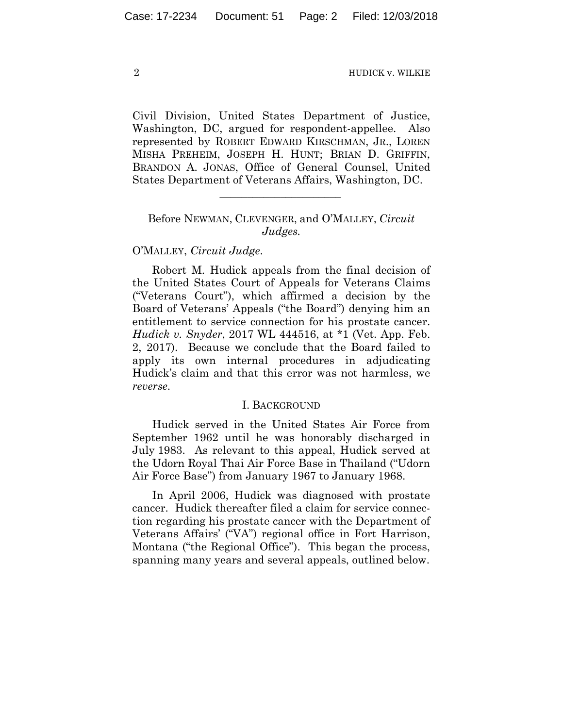Civil Division, United States Department of Justice, Washington, DC, argued for respondent-appellee. Also represented by ROBERT EDWARD KIRSCHMAN, JR., LOREN MISHA PREHEIM, JOSEPH H. HUNT; BRIAN D. GRIFFIN, BRANDON A. JONAS, Office of General Counsel, United States Department of Veterans Affairs, Washington, DC.

---

Before NEWMAN, CLEVENGER, and O'MALLEY, *Circuit Judges.*

O'MALLEY, *Circuit Judge.*

Robert M. Hudick appeals from the final decision of the United States Court of Appeals for Veterans Claims ("Veterans Court"), which affirmed a decision by the Board of Veterans' Appeals ("the Board") denying him an entitlement to service connection for his prostate cancer. *Hudick v. Snyder*, 2017 WL 444516, at *1 (Vet. App. Feb. 2, 2017). Because we conclude that the Board failed to apply its own internal procedures in adjudicating Hudick's claim and that this error was not harmless, we *reverse*.

## I. BACKGROUND

Hudick served in the United States Air Force from September 1962 until he was honorably discharged in July 1983. As relevant to this appeal, Hudick served at the Udorn Royal Thai Air Force Base in Thailand ("Udorn Air Force Base") from January 1967 to January 1968.

In April 2006, Hudick was diagnosed with prostate cancer. Hudick thereafter filed a claim for service connection regarding his prostate cancer with the Department of Veterans Affairs' ("VA") regional office in Fort Harrison, Montana ("the Regional Office"). This began the process, spanning many years and several appeals, outlined below.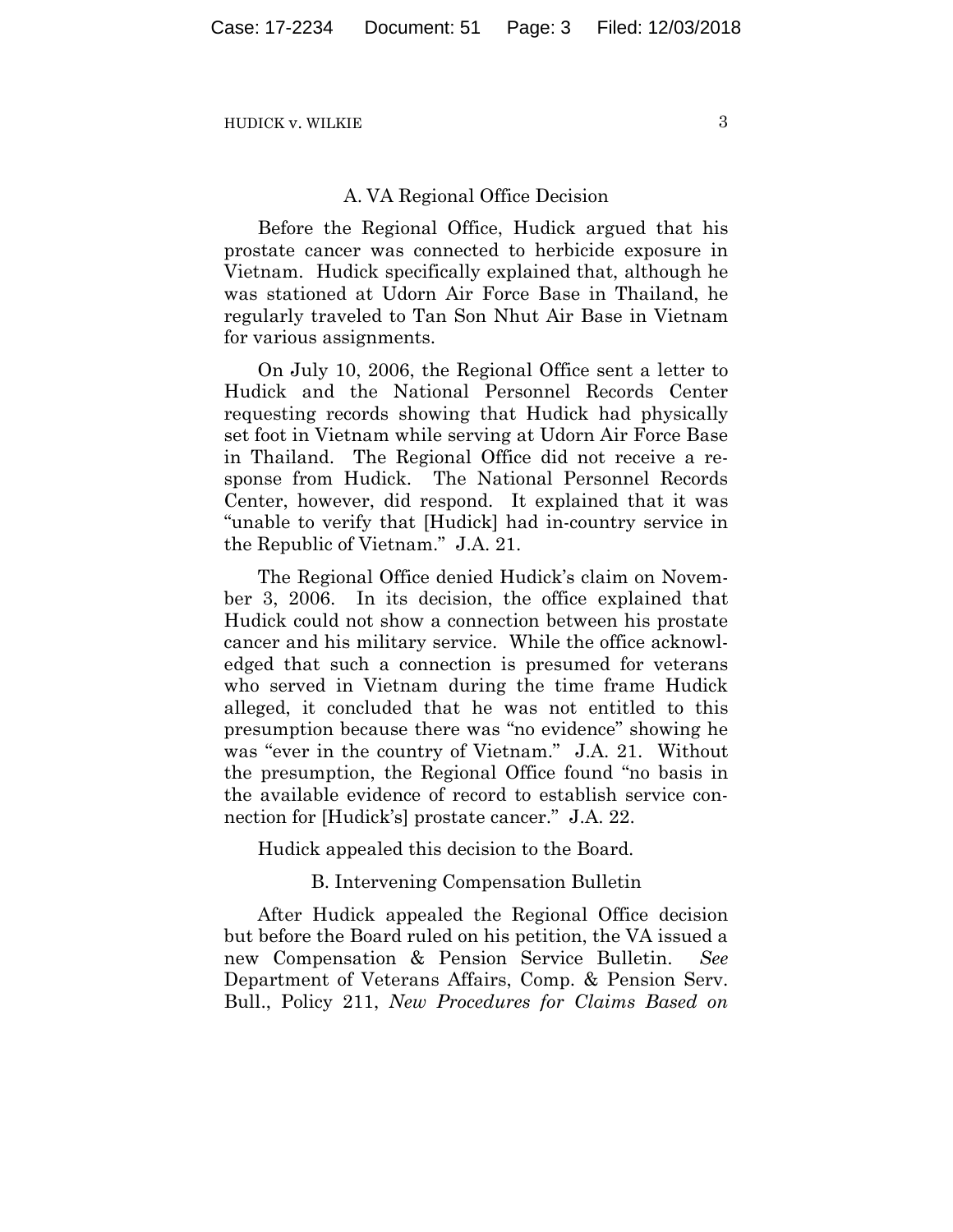### A. VA Regional Office Decision

Before the Regional Office, Hudick argued that his prostate cancer was connected to herbicide exposure in Vietnam. Hudick specifically explained that, although he was stationed at Udorn Air Force Base in Thailand, he regularly traveled to Tan Son Nhut Air Base in Vietnam for various assignments.

On July 10, 2006, the Regional Office sent a letter to Hudick and the National Personnel Records Center requesting records showing that Hudick had physically set foot in Vietnam while serving at Udorn Air Force Base in Thailand. The Regional Office did not receive a response from Hudick. The National Personnel Records Center, however, did respond. It explained that it was "unable to verify that [Hudick] had in-country service in the Republic of Vietnam." J.A. 21.

The Regional Office denied Hudick's claim on November 3, 2006. In its decision, the office explained that Hudick could not show a connection between his prostate cancer and his military service. While the office acknowledged that such a connection is presumed for veterans who served in Vietnam during the time frame Hudick alleged, it concluded that he was not entitled to this presumption because there was "no evidence" showing he was "ever in the country of Vietnam." J.A. 21. Without the presumption, the Regional Office found "no basis in the available evidence of record to establish service connection for [Hudick's] prostate cancer." J.A. 22.

Hudick appealed this decision to the Board.

### B. Intervening Compensation Bulletin

After Hudick appealed the Regional Office decision but before the Board ruled on his petition, the VA issued a new Compensation & Pension Service Bulletin. *See* Department of Veterans Affairs, Comp. & Pension Serv. Bull., Policy 211, *New Procedures for Claims Based on*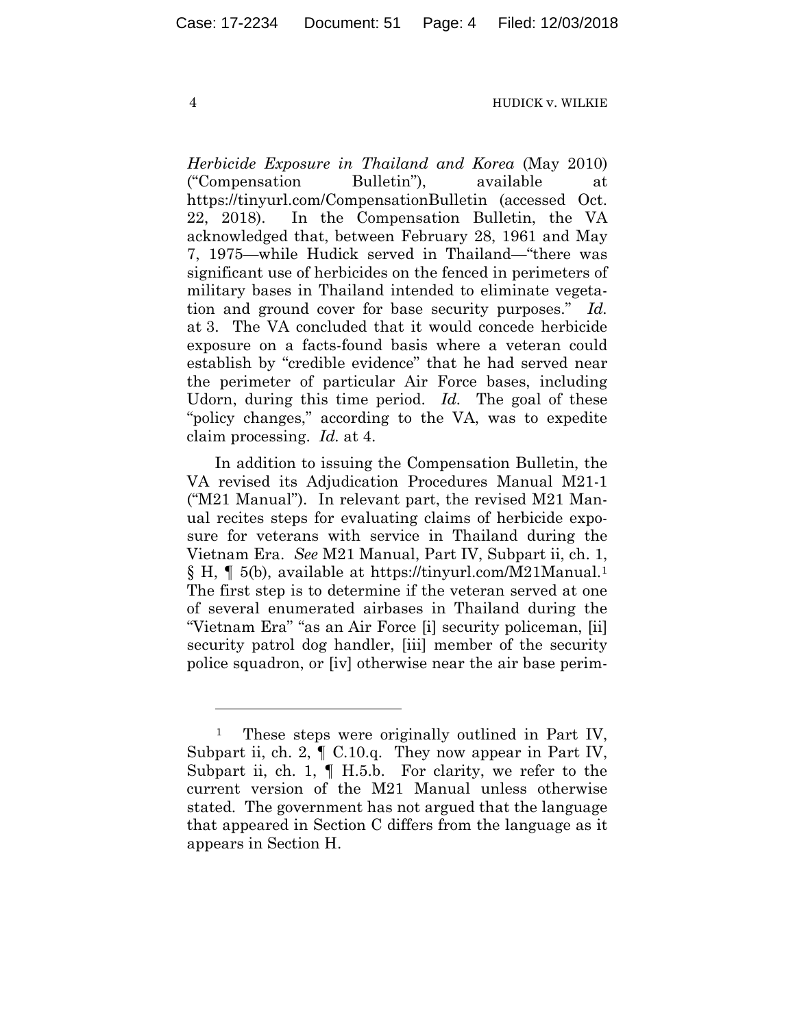*Herbicide Exposure in Thailand and Korea* (May 2010) ("Compensation Bulletin"), available at https://tinyurl.com/CompensationBulletin (accessed Oct. 22, 2018). In the Compensation Bulletin, the VA acknowledged that, between February 28, 1961 and May 7, 1975—while Hudick served in Thailand—"there was significant use of herbicides on the fenced in perimeters of military bases in Thailand intended to eliminate vegetation and ground cover for base security purposes." *Id.* at 3. The VA concluded that it would concede herbicide exposure on a facts-found basis where a veteran could establish by "credible evidence" that he had served near the perimeter of particular Air Force bases, including Udorn, during this time period. *Id.* The goal of these "policy changes," according to the VA, was to expedite claim processing. *Id.* at 4.

In addition to issuing the Compensation Bulletin, the VA revised its Adjudication Procedures Manual M21-1 ("M21 Manual"). In relevant part, the revised M21 Manual recites steps for evaluating claims of herbicide exposure for veterans with service in Thailand during the Vietnam Era. *See* M21 Manual, Part IV, Subpart ii, ch. 1, § H, ¶ 5(b), available at https://tinyurl.com/M21Manual.[1] The first step is to determine if the veteran served at one of several enumerated airbases in Thailand during the "Vietnam Era" "as an Air Force [i] security policeman, [ii] security patrol dog handler, [iii] member of the security police squadron, or [iv] otherwise near the air base perim-

---

[1] These steps were originally outlined in Part IV, Subpart ii, ch. 2, ¶ C.10.q. They now appear in Part IV, Subpart ii, ch. 1, ¶ H.5.b. For clarity, we refer to the current version of the M21 Manual unless otherwise stated. The government has not argued that the language that appeared in Section C differs from the language as it appears in Section H.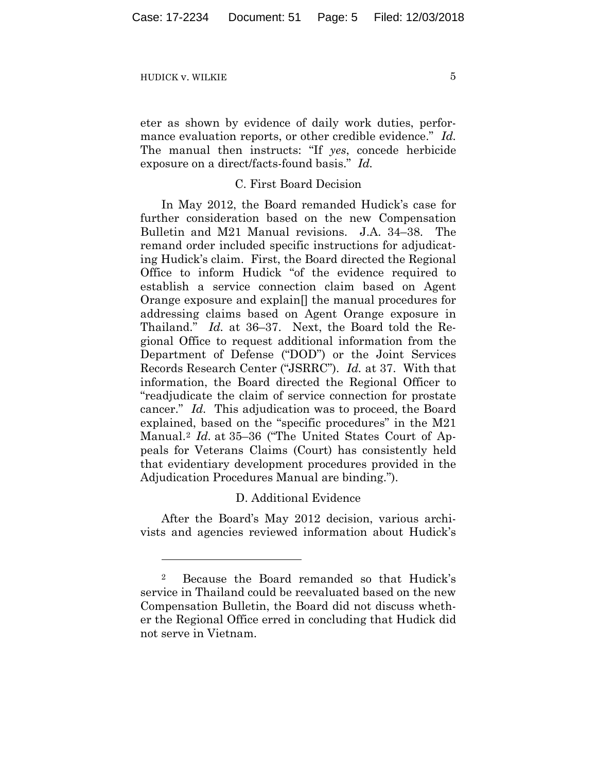eter as shown by evidence of daily work duties, performance evaluation reports, or other credible evidence." *Id.* The manual then instructs: "If *yes*, concede herbicide exposure on a direct/facts-found basis." *Id.*

### C. First Board Decision

In May 2012, the Board remanded Hudick's case for further consideration based on the new Compensation Bulletin and M21 Manual revisions. J.A. 34–38. The remand order included specific instructions for adjudicating Hudick's claim. First, the Board directed the Regional Office to inform Hudick "of the evidence required to establish a service connection claim based on Agent Orange exposure and explain[] the manual procedures for addressing claims based on Agent Orange exposure in Thailand." *Id.* at 36–37. Next, the Board told the Regional Office to request additional information from the Department of Defense ("DOD") or the Joint Services Records Research Center ("JSRRC"). *Id.* at 37. With that information, the Board directed the Regional Officer to "readjudicate the claim of service connection for prostate cancer." *Id.* This adjudication was to proceed, the Board explained, based on the "specific procedures" in the M21 Manual.[2] *Id.* at 35–36 ("The United States Court of Appeals for Veterans Claims (Court) has consistently held that evidentiary development procedures provided in the Adjudication Procedures Manual are binding.").

### D. Additional Evidence

After the Board's May 2012 decision, various archivists and agencies reviewed information about Hudick's

---

[2] Because the Board remanded so that Hudick's service in Thailand could be reevaluated based on the new Compensation Bulletin, the Board did not discuss whether the Regional Office erred in concluding that Hudick did not serve in Vietnam.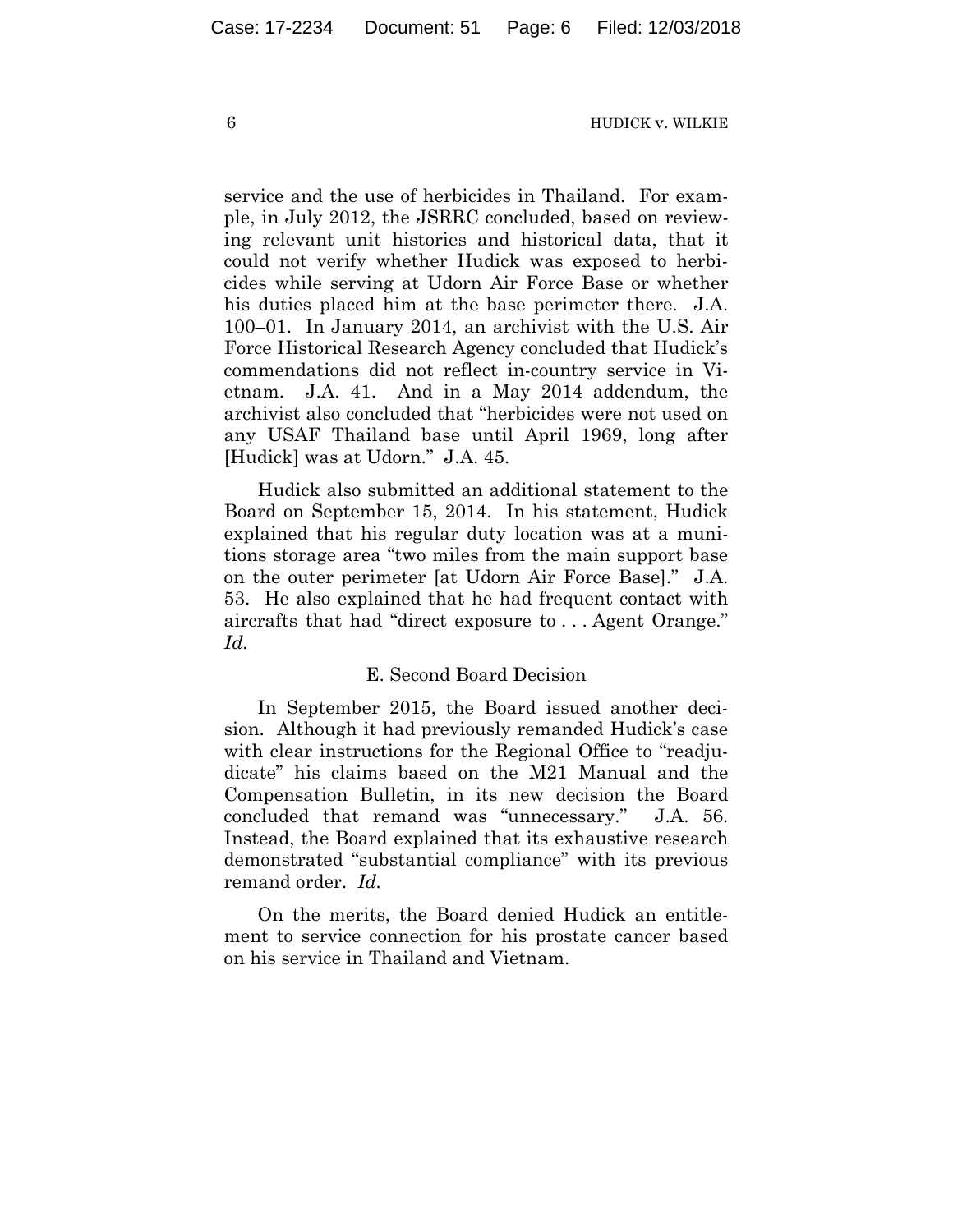service and the use of herbicides in Thailand. For example, in July 2012, the JSRRC concluded, based on reviewing relevant unit histories and historical data, that it could not verify whether Hudick was exposed to herbicides while serving at Udorn Air Force Base or whether his duties placed him at the base perimeter there. J.A. 100–01. In January 2014, an archivist with the U.S. Air Force Historical Research Agency concluded that Hudick's commendations did not reflect in-country service in Vietnam. J.A. 41. And in a May 2014 addendum, the archivist also concluded that "herbicides were not used on any USAF Thailand base until April 1969, long after [Hudick] was at Udorn." J.A. 45.

Hudick also submitted an additional statement to the Board on September 15, 2014. In his statement, Hudick explained that his regular duty location was at a munitions storage area "two miles from the main support base on the outer perimeter [at Udorn Air Force Base]." J.A. 53. He also explained that he had frequent contact with aircrafts that had "direct exposure to . . . Agent Orange." *Id.*

### E. Second Board Decision

In September 2015, the Board issued another decision. Although it had previously remanded Hudick's case with clear instructions for the Regional Office to "readjudicate" his claims based on the M21 Manual and the Compensation Bulletin, in its new decision the Board concluded that remand was "unnecessary." J.A. 56. Instead, the Board explained that its exhaustive research demonstrated "substantial compliance" with its previous remand order. *Id.*

On the merits, the Board denied Hudick an entitlement to service connection for his prostate cancer based on his service in Thailand and Vietnam.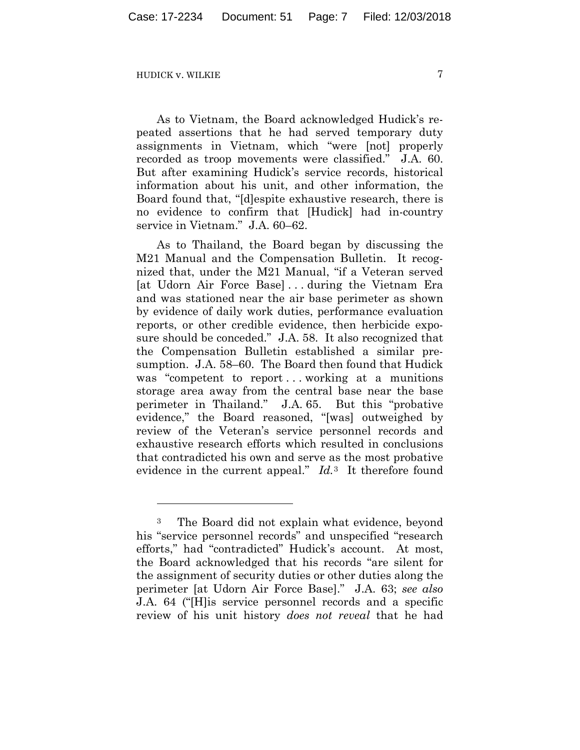As to Vietnam, the Board acknowledged Hudick's repeated assertions that he had served temporary duty assignments in Vietnam, which "were [not] properly recorded as troop movements were classified." J.A. 60. But after examining Hudick's service records, historical information about his unit, and other information, the Board found that, "[d]espite exhaustive research, there is no evidence to confirm that [Hudick] had in-country service in Vietnam." J.A. 60–62.

As to Thailand, the Board began by discussing the M21 Manual and the Compensation Bulletin. It recognized that, under the M21 Manual, "if a Veteran served [at Udorn Air Force Base] . . . during the Vietnam Era and was stationed near the air base perimeter as shown by evidence of daily work duties, performance evaluation reports, or other credible evidence, then herbicide exposure should be conceded." J.A. 58. It also recognized that the Compensation Bulletin established a similar presumption. J.A. 58–60. The Board then found that Hudick was "competent to report . . . working at a munitions storage area away from the central base near the base perimeter in Thailand." J.A. 65. But this "probative evidence," the Board reasoned, "[was] outweighed by review of the Veteran's service personnel records and exhaustive research efforts which resulted in conclusions that contradicted his own and serve as the most probative evidence in the current appeal." *Id.*[3] It therefore found

[3] The Board did not explain what evidence, beyond his "service personnel records" and unspecified "research efforts," had "contradicted" Hudick's account. At most, the Board acknowledged that his records "are silent for the assignment of security duties or other duties along the perimeter [at Udorn Air Force Base]." J.A. 63; *see also* J.A. 64 ("[H]is service personnel records and a specific review of his unit history *does not reveal* that he had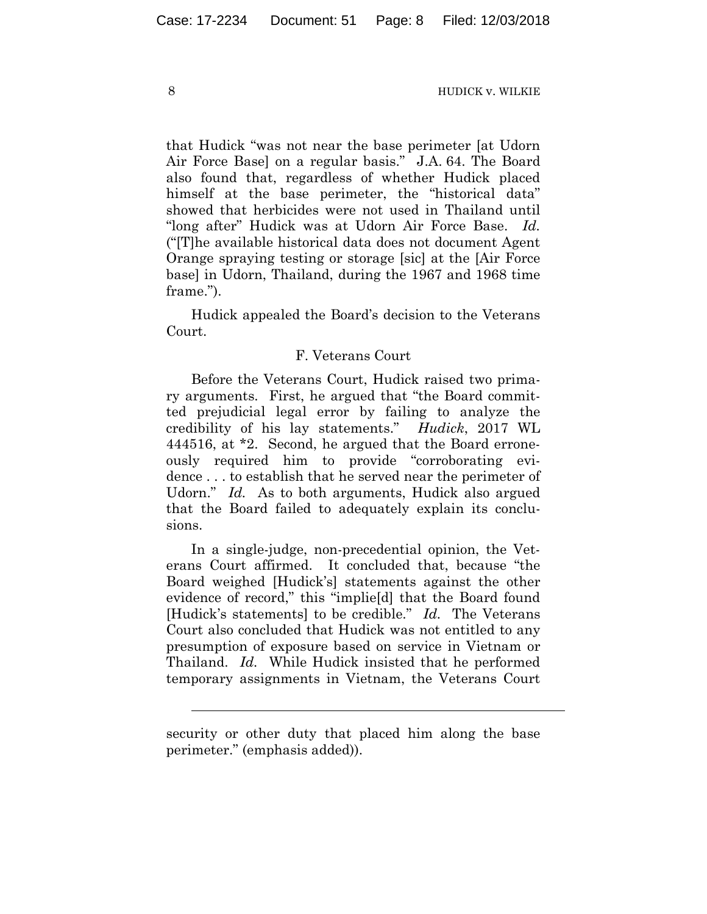that Hudick "was not near the base perimeter [at Udorn Air Force Base] on a regular basis." J.A. 64. The Board also found that, regardless of whether Hudick placed himself at the base perimeter, the "historical data" showed that herbicides were not used in Thailand until "long after" Hudick was at Udorn Air Force Base. *Id.* ("[T]he available historical data does not document Agent Orange spraying testing or storage [sic] at the [Air Force base] in Udorn, Thailand, during the 1967 and 1968 time frame.").

Hudick appealed the Board's decision to the Veterans Court.

F. Veterans Court

Before the Veterans Court, Hudick raised two primary arguments. First, he argued that "the Board committed prejudicial legal error by failing to analyze the credibility of his lay statements." *Hudick*, 2017 WL 444516, at *2. Second, he argued that the Board erroneously required him to provide "corroborating evidence . . . to establish that he served near the perimeter of Udorn." *Id.* As to both arguments, Hudick also argued that the Board failed to adequately explain its conclusions.

In a single-judge, non-precedential opinion, the Veterans Court affirmed. It concluded that, because "the Board weighed [Hudick's] statements against the other evidence of record," this "implie[d] that the Board found [Hudick's statements] to be credible." *Id.* The Veterans Court also concluded that Hudick was not entitled to any presumption of exposure based on service in Vietnam or Thailand. *Id.* While Hudick insisted that he performed temporary assignments in Vietnam, the Veterans Court

---

security or other duty that placed him along the base perimeter." (emphasis added)).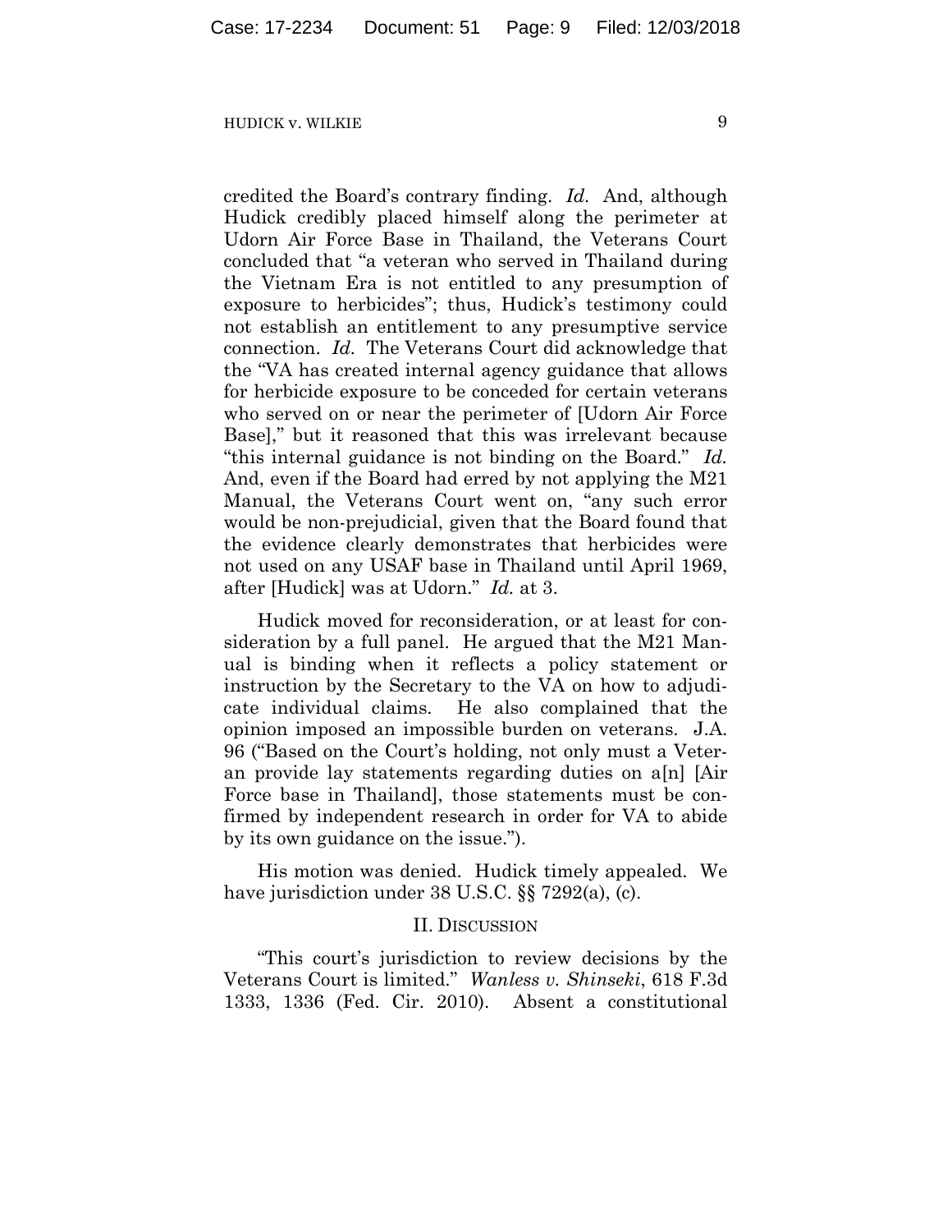credited the Board's contrary finding. *Id.* And, although Hudick credibly placed himself along the perimeter at Udorn Air Force Base in Thailand, the Veterans Court concluded that "a veteran who served in Thailand during the Vietnam Era is not entitled to any presumption of exposure to herbicides"; thus, Hudick's testimony could not establish an entitlement to any presumptive service connection. *Id.* The Veterans Court did acknowledge that the "VA has created internal agency guidance that allows for herbicide exposure to be conceded for certain veterans who served on or near the perimeter of [Udorn Air Force Base]," but it reasoned that this was irrelevant because "this internal guidance is not binding on the Board." *Id.* And, even if the Board had erred by not applying the M21 Manual, the Veterans Court went on, "any such error would be non-prejudicial, given that the Board found that the evidence clearly demonstrates that herbicides were not used on any USAF base in Thailand until April 1969, after [Hudick] was at Udorn." *Id.* at 3.

Hudick moved for reconsideration, or at least for consideration by a full panel. He argued that the M21 Manual is binding when it reflects a policy statement or instruction by the Secretary to the VA on how to adjudicate individual claims. He also complained that the opinion imposed an impossible burden on veterans. J.A. 96 ("Based on the Court's holding, not only must a Veteran provide lay statements regarding duties on a[n] [Air Force base in Thailand], those statements must be confirmed by independent research in order for VA to abide by its own guidance on the issue.").

His motion was denied. Hudick timely appealed. We have jurisdiction under 38 U.S.C. §§ 7292(a), (c).

## II. Discussion

"This court's jurisdiction to review decisions by the Veterans Court is limited." *Wanless v. Shinseki*, 618 F.3d 1333, 1336 (Fed. Cir. 2010). Absent a constitutional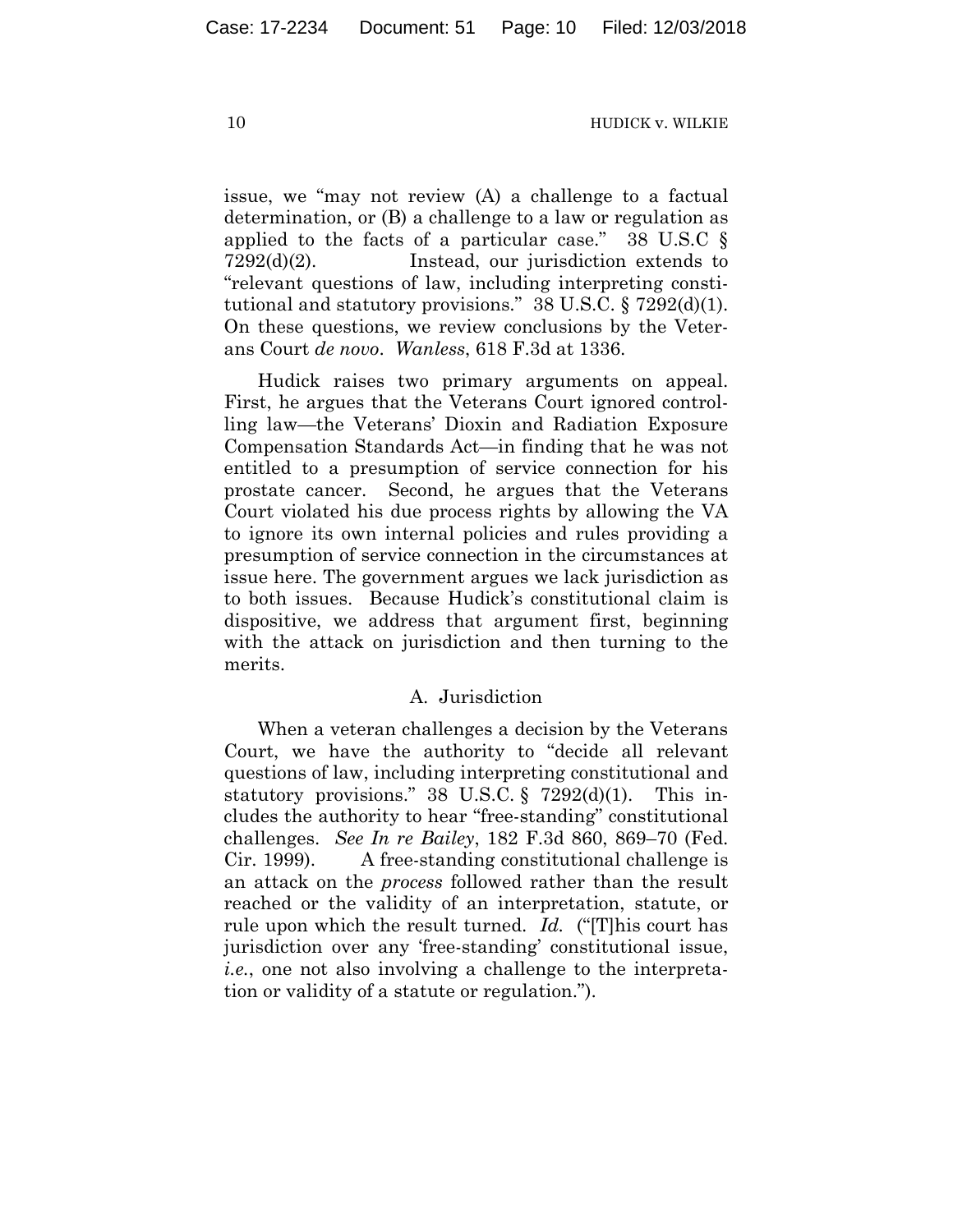issue, we "may not review (A) a challenge to a factual determination, or (B) a challenge to a law or regulation as applied to the facts of a particular case." 38 U.S.C § 7292(d)(2). Instead, our jurisdiction extends to "relevant questions of law, including interpreting constitutional and statutory provisions." 38 U.S.C. § 7292(d)(1). On these questions, we review conclusions by the Veterans Court *de novo*. *Wanless*, 618 F.3d at 1336.

Hudick raises two primary arguments on appeal. First, he argues that the Veterans Court ignored controlling law—the Veterans' Dioxin and Radiation Exposure Compensation Standards Act—in finding that he was not entitled to a presumption of service connection for his prostate cancer. Second, he argues that the Veterans Court violated his due process rights by allowing the VA to ignore its own internal policies and rules providing a presumption of service connection in the circumstances at issue here. The government argues we lack jurisdiction as to both issues. Because Hudick's constitutional claim is dispositive, we address that argument first, beginning with the attack on jurisdiction and then turning to the merits.

### A. Jurisdiction

When a veteran challenges a decision by the Veterans Court, we have the authority to "decide all relevant questions of law, including interpreting constitutional and statutory provisions." 38 U.S.C. § 7292(d)(1). This includes the authority to hear "free-standing" constitutional challenges. *See In re Bailey*, 182 F.3d 860, 869–70 (Fed. Cir. 1999). A free-standing constitutional challenge is an attack on the *process* followed rather than the result reached or the validity of an interpretation, statute, or rule upon which the result turned. *Id.* ("[T]his court has jurisdiction over any 'free-standing' constitutional issue, *i.e.*, one not also involving a challenge to the interpretation or validity of a statute or regulation.").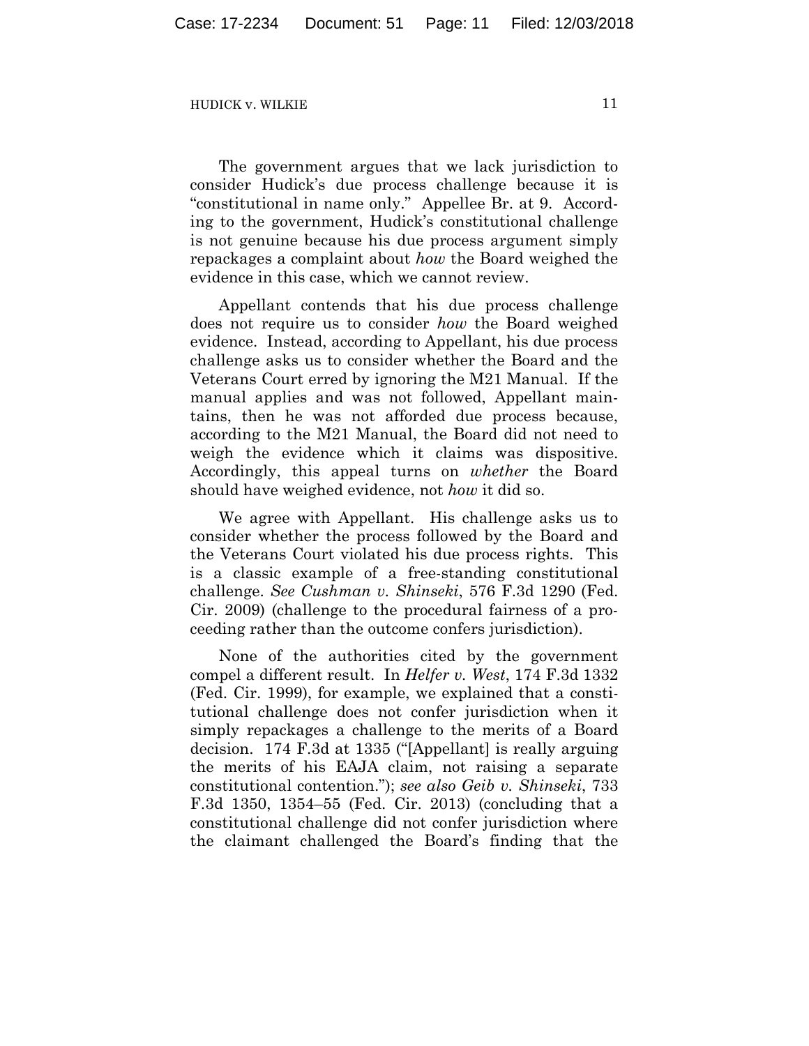The government argues that we lack jurisdiction to consider Hudick's due process challenge because it is "constitutional in name only." Appellee Br. at 9. According to the government, Hudick's constitutional challenge is not genuine because his due process argument simply repackages a complaint about *how* the Board weighed the evidence in this case, which we cannot review.

Appellant contends that his due process challenge does not require us to consider *how* the Board weighed evidence. Instead, according to Appellant, his due process challenge asks us to consider whether the Board and the Veterans Court erred by ignoring the M21 Manual. If the manual applies and was not followed, Appellant maintains, then he was not afforded due process because, according to the M21 Manual, the Board did not need to weigh the evidence which it claims was dispositive. Accordingly, this appeal turns on *whether* the Board should have weighed evidence, not *how* it did so.

We agree with Appellant. His challenge asks us to consider whether the process followed by the Board and the Veterans Court violated his due process rights. This is a classic example of a free-standing constitutional challenge. *See Cushman v. Shinseki*, 576 F.3d 1290 (Fed. Cir. 2009) (challenge to the procedural fairness of a proceeding rather than the outcome confers jurisdiction).

None of the authorities cited by the government compel a different result. In *Helfer v. West*, 174 F.3d 1332 (Fed. Cir. 1999), for example, we explained that a constitutional challenge does not confer jurisdiction when it simply repackages a challenge to the merits of a Board decision. 174 F.3d at 1335 ("[Appellant] is really arguing the merits of his EAJA claim, not raising a separate constitutional contention."); *see also Geib v. Shinseki*, 733 F.3d 1350, 1354–55 (Fed. Cir. 2013) (concluding that a constitutional challenge did not confer jurisdiction where the claimant challenged the Board's finding that the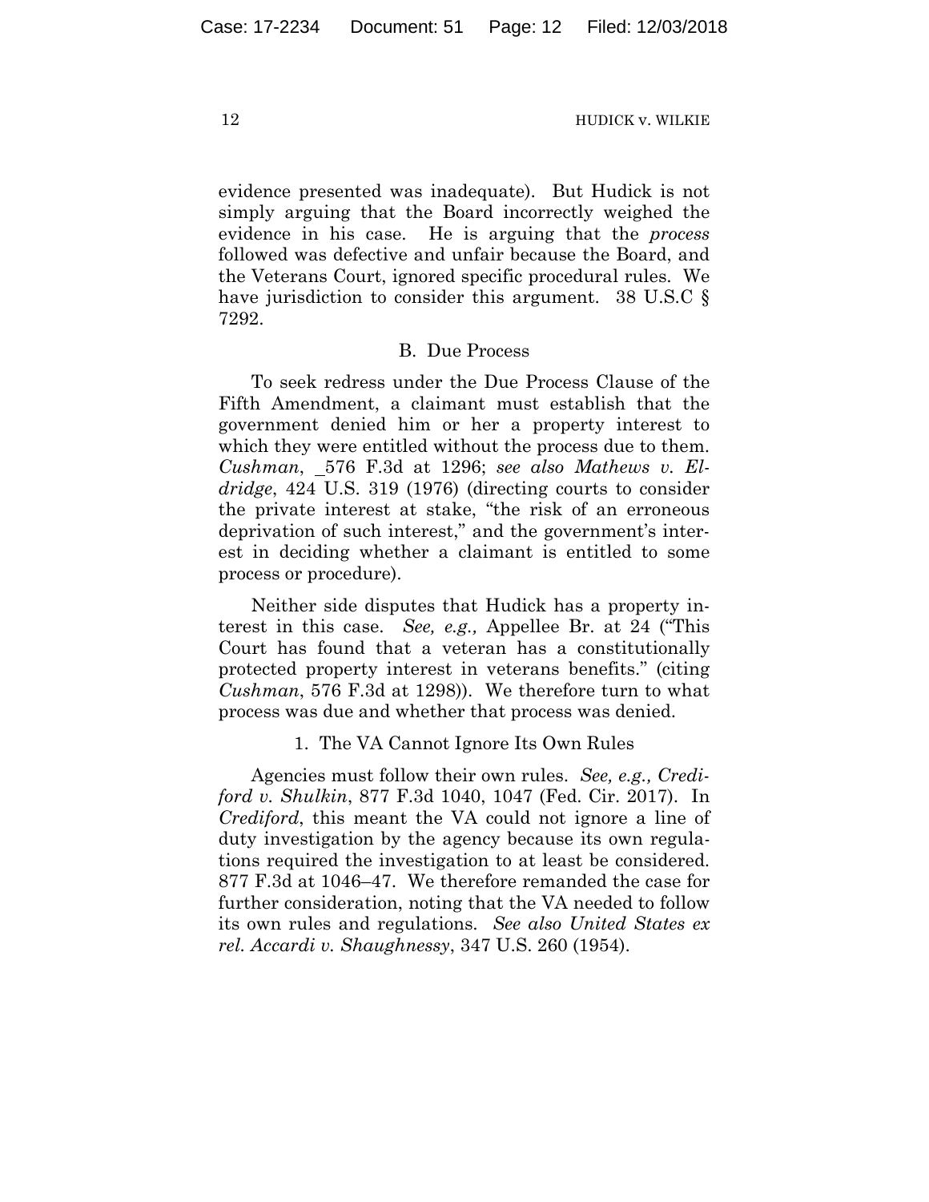evidence presented was inadequate). But Hudick is not simply arguing that the Board incorrectly weighed the evidence in his case. He is arguing that the *process* followed was defective and unfair because the Board, and the Veterans Court, ignored specific procedural rules. We have jurisdiction to consider this argument. 38 U.S.C § 7292.

### B. Due Process

To seek redress under the Due Process Clause of the Fifth Amendment, a claimant must establish that the government denied him or her a property interest to which they were entitled without the process due to them. *Cushman*, 576 F.3d at 1296; *see also Mathews v. Eldridge*, 424 U.S. 319 (1976) (directing courts to consider the private interest at stake, "the risk of an erroneous deprivation of such interest," and the government's interest in deciding whether a claimant is entitled to some process or procedure).

Neither side disputes that Hudick has a property interest in this case. *See, e.g.,* Appellee Br. at 24 ("This Court has found that a veteran has a constitutionally protected property interest in veterans benefits." (citing *Cushman*, 576 F.3d at 1298)). We therefore turn to what process was due and whether that process was denied.

#### 1. The VA Cannot Ignore Its Own Rules

Agencies must follow their own rules. *See, e.g., Crediford v. Shulkin*, 877 F.3d 1040, 1047 (Fed. Cir. 2017). In *Crediford*, this meant the VA could not ignore a line of duty investigation by the agency because its own regulations required the investigation to at least be considered. 877 F.3d at 1046–47. We therefore remanded the case for further consideration, noting that the VA needed to follow its own rules and regulations. *See also United States ex rel. Accardi v. Shaughnessy*, 347 U.S. 260 (1954).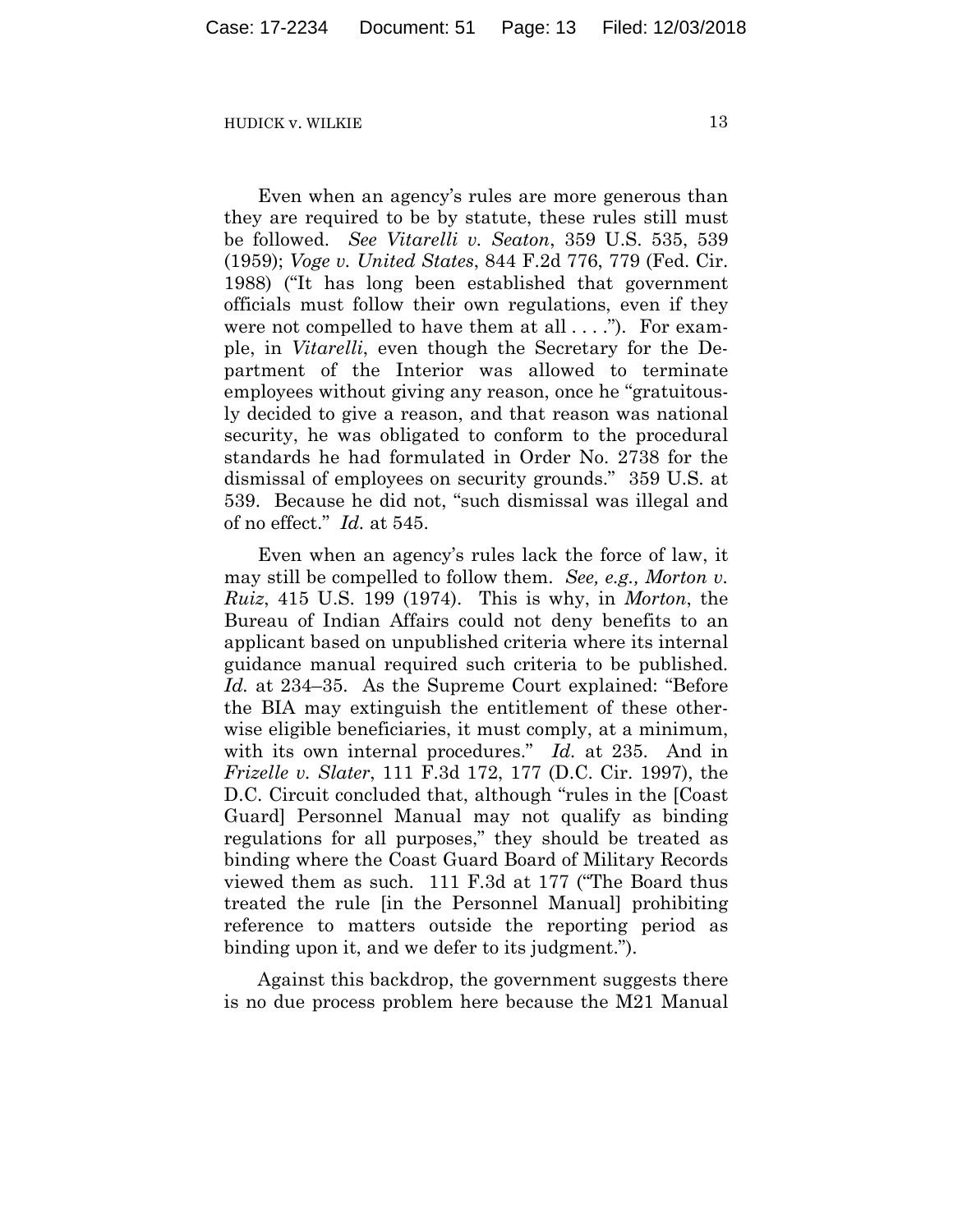Even when an agency's rules are more generous than they are required to be by statute, these rules still must be followed. *See Vitarelli v. Seaton*, 359 U.S. 535, 539 (1959); *Voge v. United States*, 844 F.2d 776, 779 (Fed. Cir. 1988) ("It has long been established that government officials must follow their own regulations, even if they were not compelled to have them at all . . . ."). For example, in *Vitarelli*, even though the Secretary for the Department of the Interior was allowed to terminate employees without giving any reason, once he "gratuitously decided to give a reason, and that reason was national security, he was obligated to conform to the procedural standards he had formulated in Order No. 2738 for the dismissal of employees on security grounds." 359 U.S. at 539. Because he did not, "such dismissal was illegal and of no effect." *Id.* at 545.

Even when an agency's rules lack the force of law, it may still be compelled to follow them. *See, e.g., Morton v. Ruiz*, 415 U.S. 199 (1974). This is why, in *Morton*, the Bureau of Indian Affairs could not deny benefits to an applicant based on unpublished criteria where its internal guidance manual required such criteria to be published. *Id.* at 234–35. As the Supreme Court explained: "Before the BIA may extinguish the entitlement of these otherwise eligible beneficiaries, it must comply, at a minimum, with its own internal procedures." *Id.* at 235. And in *Frizelle v. Slater*, 111 F.3d 172, 177 (D.C. Cir. 1997), the D.C. Circuit concluded that, although "rules in the [Coast Guard] Personnel Manual may not qualify as binding regulations for all purposes," they should be treated as binding where the Coast Guard Board of Military Records viewed them as such. 111 F.3d at 177 ("The Board thus treated the rule [in the Personnel Manual] prohibiting reference to matters outside the reporting period as binding upon it, and we defer to its judgment.").

Against this backdrop, the government suggests there is no due process problem here because the M21 Manual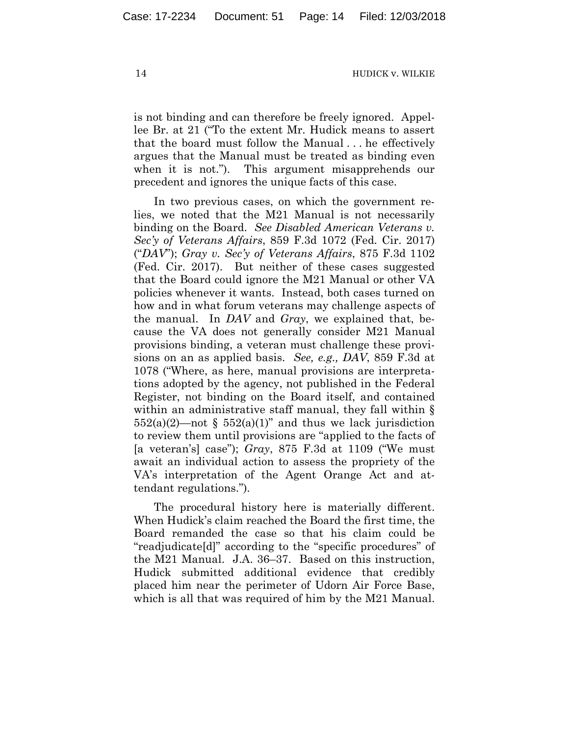is not binding and can therefore be freely ignored. Appellee Br. at 21 ("To the extent Mr. Hudick means to assert that the board must follow the Manual . . . he effectively argues that the Manual must be treated as binding even when it is not."). This argument misapprehends our precedent and ignores the unique facts of this case.

In two previous cases, on which the government relies, we noted that the M21 Manual is not necessarily binding on the Board. *See Disabled American Veterans v. Sec'y of Veterans Affairs*, 859 F.3d 1072 (Fed. Cir. 2017) ("*DAV*"); *Gray v. Sec'y of Veterans Affairs*, 875 F.3d 1102 (Fed. Cir. 2017). But neither of these cases suggested that the Board could ignore the M21 Manual or other VA policies whenever it wants. Instead, both cases turned on how and in what forum veterans may challenge aspects of the manual. In *DAV* and *Gray*, we explained that, because the VA does not generally consider M21 Manual provisions binding, a veteran must challenge these provisions on an as applied basis. *See, e.g., DAV*, 859 F.3d at 1078 ("Where, as here, manual provisions are interpretations adopted by the agency, not published in the Federal Register, not binding on the Board itself, and contained within an administrative staff manual, they fall within § 552(a)(2)—not § 552(a)(1)" and thus we lack jurisdiction to review them until provisions are "applied to the facts of [a veteran's] case"); *Gray*, 875 F.3d at 1109 ("We must await an individual action to assess the propriety of the VA's interpretation of the Agent Orange Act and attendant regulations.").

The procedural history here is materially different. When Hudick's claim reached the Board the first time, the Board remanded the case so that his claim could be "readjudicate[d]" according to the "specific procedures" of the M21 Manual. J.A. 36–37. Based on this instruction, Hudick submitted additional evidence that credibly placed him near the perimeter of Udorn Air Force Base, which is all that was required of him by the M21 Manual.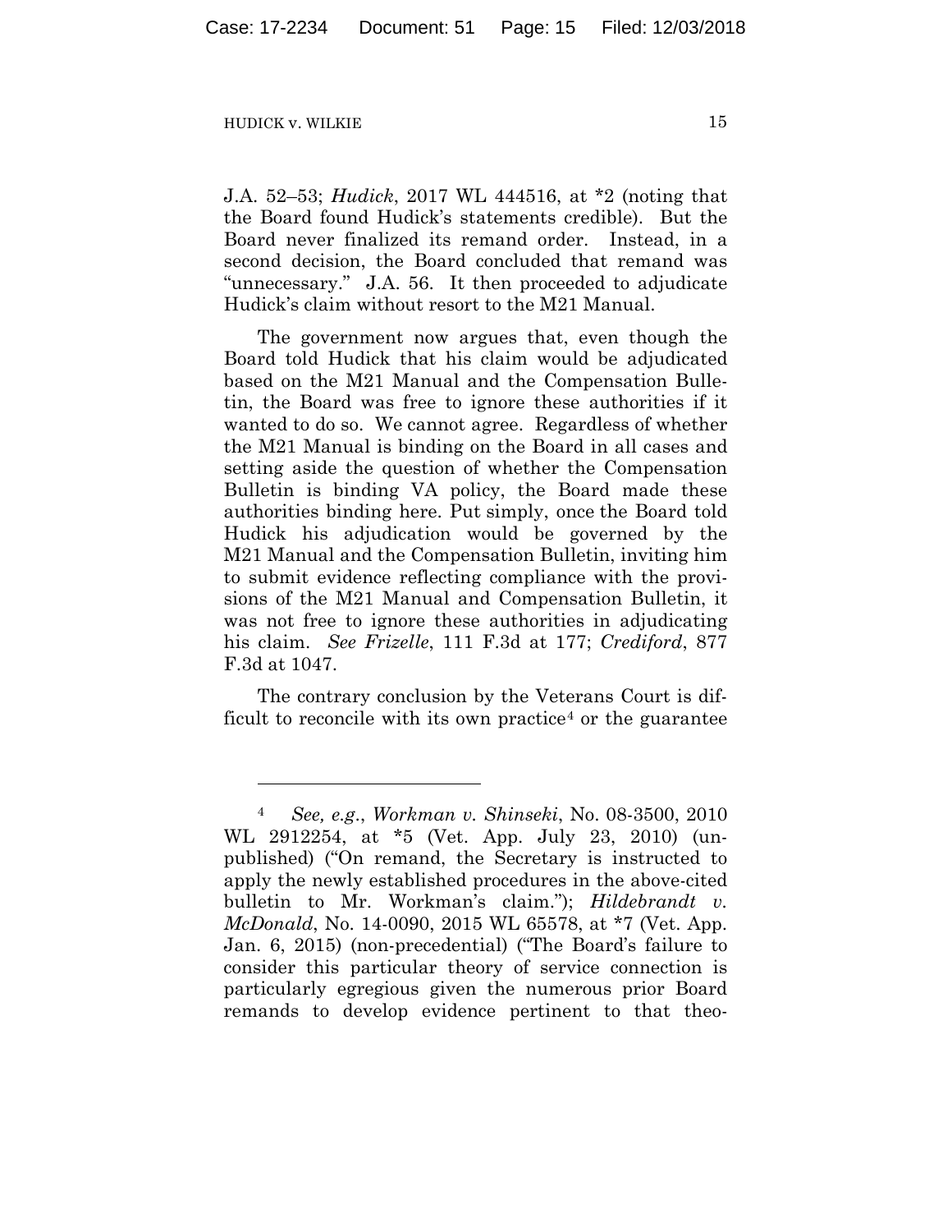J.A. 52–53; *Hudick*, 2017 WL 444516, at *2 (noting that the Board found Hudick's statements credible). But the Board never finalized its remand order. Instead, in a second decision, the Board concluded that remand was "unnecessary." J.A. 56. It then proceeded to adjudicate Hudick's claim without resort to the M21 Manual.

The government now argues that, even though the Board told Hudick that his claim would be adjudicated based on the M21 Manual and the Compensation Bulletin, the Board was free to ignore these authorities if it wanted to do so. We cannot agree. Regardless of whether the M21 Manual is binding on the Board in all cases and setting aside the question of whether the Compensation Bulletin is binding VA policy, the Board made these authorities binding here. Put simply, once the Board told Hudick his adjudication would be governed by the M21 Manual and the Compensation Bulletin, inviting him to submit evidence reflecting compliance with the provisions of the M21 Manual and Compensation Bulletin, it was not free to ignore these authorities in adjudicating his claim. *See Frizelle*, 111 F.3d at 177; *Crediford*, 877 F.3d at 1047.

The contrary conclusion by the Veterans Court is difficult to reconcile with its own practice[4] or the guarantee

---

[4] *See, e.g.*, *Workman v. Shinseki*, No. 08-3500, 2010 WL 2912254, at *5 (Vet. App. July 23, 2010) (unpublished) ("On remand, the Secretary is instructed to apply the newly established procedures in the above-cited bulletin to Mr. Workman's claim."); *Hildebrandt v. McDonald*, No. 14-0090, 2015 WL 65578, at *7 (Vet. App. Jan. 6, 2015) (non-precedential) ("The Board's failure to consider this particular theory of service connection is particularly egregious given the numerous prior Board remands to develop evidence pertinent to that theo-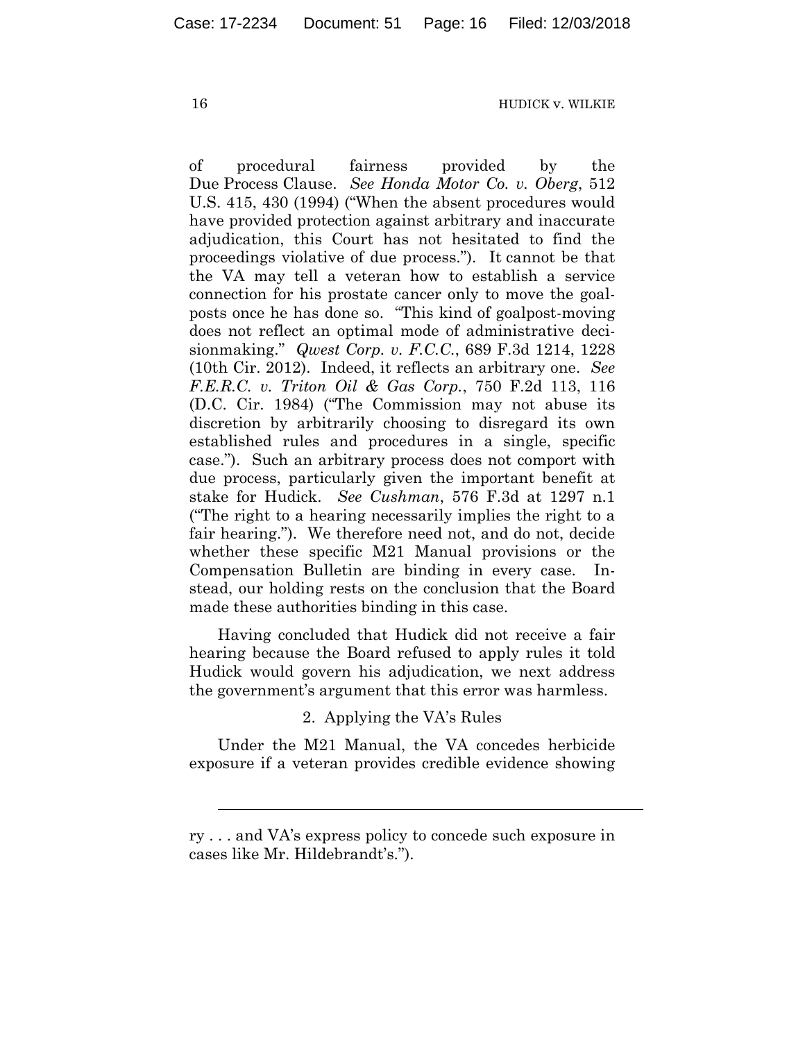of procedural fairness provided by the Due Process Clause. *See Honda Motor Co. v. Oberg*, 512 U.S. 415, 430 (1994) ("When the absent procedures would have provided protection against arbitrary and inaccurate adjudication, this Court has not hesitated to find the proceedings violative of due process."). It cannot be that the VA may tell a veteran how to establish a service connection for his prostate cancer only to move the goalposts once he has done so. "This kind of goalpost-moving does not reflect an optimal mode of administrative decisionmaking." *Qwest Corp. v. F.C.C.*, 689 F.3d 1214, 1228 (10th Cir. 2012). Indeed, it reflects an arbitrary one. *See F.E.R.C. v. Triton Oil & Gas Corp.*, 750 F.2d 113, 116 (D.C. Cir. 1984) ("The Commission may not abuse its discretion by arbitrarily choosing to disregard its own established rules and procedures in a single, specific case."). Such an arbitrary process does not comport with due process, particularly given the important benefit at stake for Hudick. *See Cushman*, 576 F.3d at 1297 n.1 ("The right to a hearing necessarily implies the right to a fair hearing."). We therefore need not, and do not, decide whether these specific M21 Manual provisions or the Compensation Bulletin are binding in every case. Instead, our holding rests on the conclusion that the Board made these authorities binding in this case.

Having concluded that Hudick did not receive a fair hearing because the Board refused to apply rules it told Hudick would govern his adjudication, we next address the government's argument that this error was harmless.

2. Applying the VA's Rules

Under the M21 Manual, the VA concedes herbicide exposure if a veteran provides credible evidence showing

---

ry . . . and VA's express policy to concede such exposure in cases like Mr. Hildebrandt's.").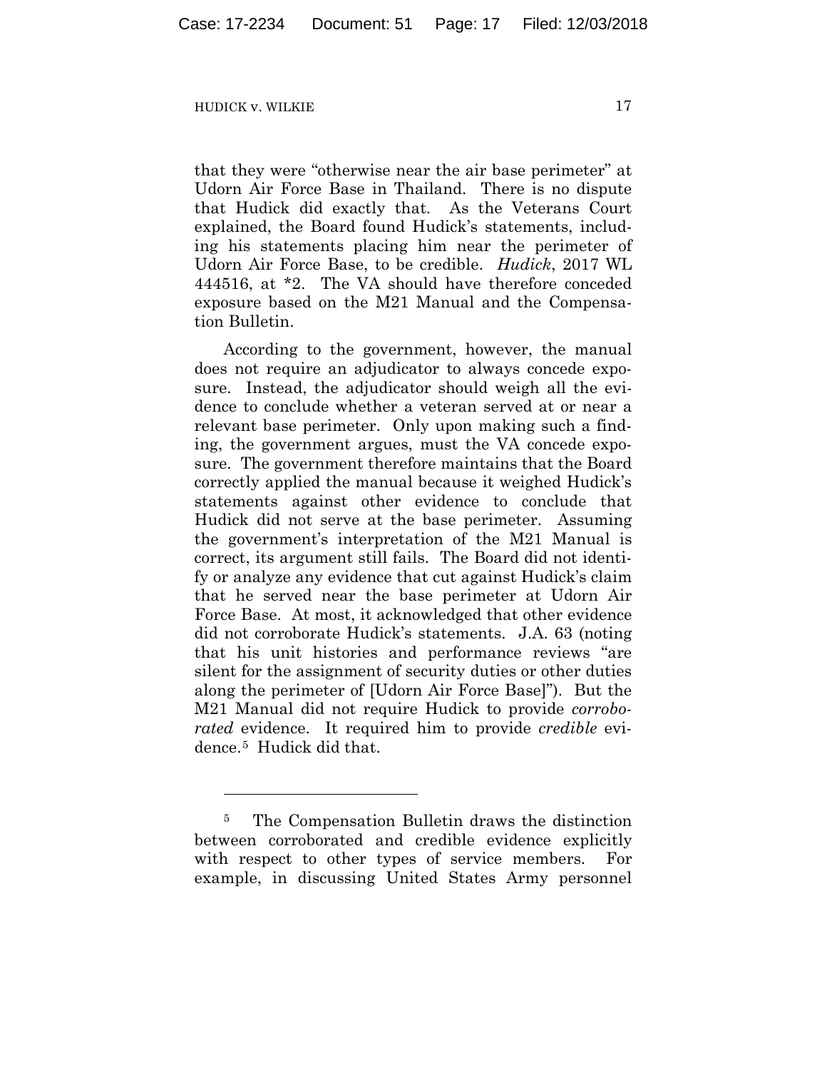that they were "otherwise near the air base perimeter" at Udorn Air Force Base in Thailand. There is no dispute that Hudick did exactly that. As the Veterans Court explained, the Board found Hudick's statements, including his statements placing him near the perimeter of Udorn Air Force Base, to be credible. *Hudick*, 2017 WL 444516, at *2. The VA should have therefore conceded exposure based on the M21 Manual and the Compensation Bulletin.

According to the government, however, the manual does not require an adjudicator to always concede exposure. Instead, the adjudicator should weigh all the evidence to conclude whether a veteran served at or near a relevant base perimeter. Only upon making such a finding, the government argues, must the VA concede exposure. The government therefore maintains that the Board correctly applied the manual because it weighed Hudick's statements against other evidence to conclude that Hudick did not serve at the base perimeter. Assuming the government's interpretation of the M21 Manual is correct, its argument still fails. The Board did not identify or analyze any evidence that cut against Hudick's claim that he served near the base perimeter at Udorn Air Force Base. At most, it acknowledged that other evidence did not corroborate Hudick's statements. J.A. 63 (noting that his unit histories and performance reviews "are silent for the assignment of security duties or other duties along the perimeter of [Udorn Air Force Base]"). But the M21 Manual did not require Hudick to provide *corroborated* evidence. It required him to provide *credible* evidence.[5] Hudick did that.

---

[5] The Compensation Bulletin draws the distinction between corroborated and credible evidence explicitly with respect to other types of service members. For example, in discussing United States Army personnel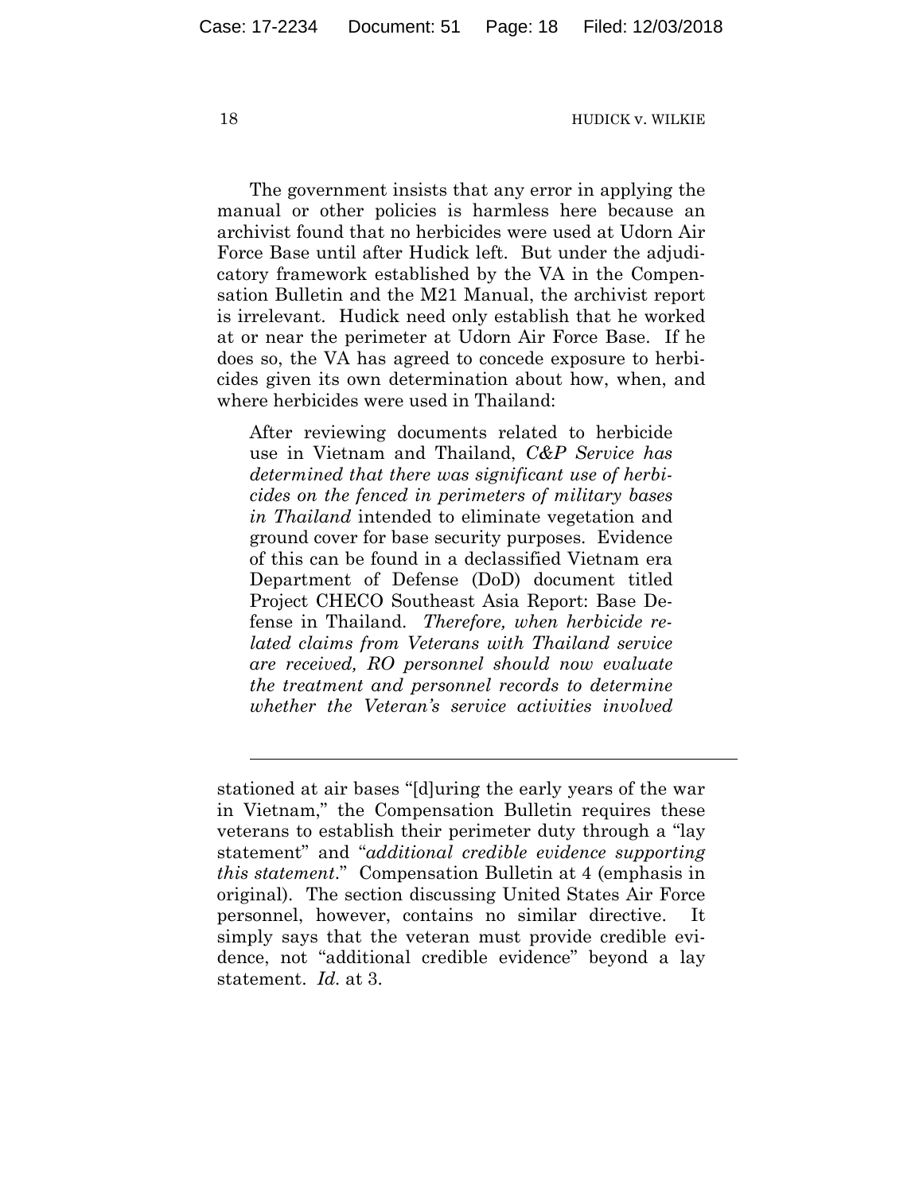The government insists that any error in applying the manual or other policies is harmless here because an archivist found that no herbicides were used at Udorn Air Force Base until after Hudick left. But under the adjudicatory framework established by the VA in the Compensation Bulletin and the M21 Manual, the archivist report is irrelevant. Hudick need only establish that he worked at or near the perimeter at Udorn Air Force Base. If he does so, the VA has agreed to concede exposure to herbicides given its own determination about how, when, and where herbicides were used in Thailand:

> After reviewing documents related to herbicide use in Vietnam and Thailand, *C&P Service has determined that there was significant use of herbicides on the fenced in perimeters of military bases in Thailand* intended to eliminate vegetation and ground cover for base security purposes. Evidence of this can be found in a declassified Vietnam era Department of Defense (DoD) document titled Project CHECO Southeast Asia Report: Base Defense in Thailand. *Therefore, when herbicide related claims from Veterans with Thailand service are received, RO personnel should now evaluate the treatment and personnel records to determine whether the Veteran's service activities involved*

---

stationed at air bases "[d]uring the early years of the war in Vietnam," the Compensation Bulletin requires these veterans to establish their perimeter duty through a "lay statement" and "*additional credible evidence supporting this statement*." Compensation Bulletin at 4 (emphasis in original). The section discussing United States Air Force personnel, however, contains no similar directive. It simply says that the veteran must provide credible evidence, not "additional credible evidence" beyond a lay statement. *Id.* at 3.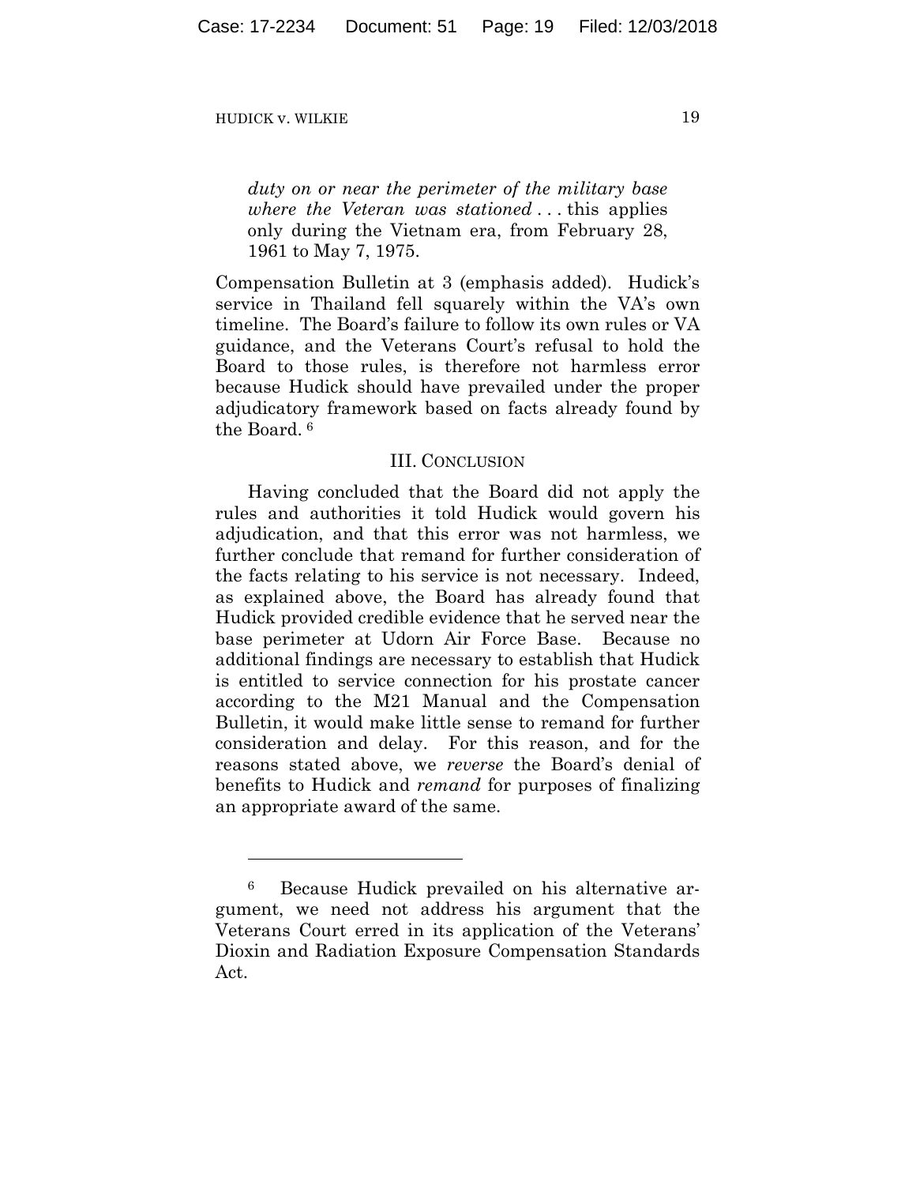> *duty on or near the perimeter of the military base where the Veteran was stationed* . . . this applies only during the Vietnam era, from February 28, 1961 to May 7, 1975.

Compensation Bulletin at 3 (emphasis added). Hudick's service in Thailand fell squarely within the VA's own timeline. The Board's failure to follow its own rules or VA guidance, and the Veterans Court's refusal to hold the Board to those rules, is therefore not harmless error because Hudick should have prevailed under the proper adjudicatory framework based on facts already found by the Board. [6]

## III. CONCLUSION

Having concluded that the Board did not apply the rules and authorities it told Hudick would govern his adjudication, and that this error was not harmless, we further conclude that remand for further consideration of the facts relating to his service is not necessary. Indeed, as explained above, the Board has already found that Hudick provided credible evidence that he served near the base perimeter at Udorn Air Force Base. Because no additional findings are necessary to establish that Hudick is entitled to service connection for his prostate cancer according to the M21 Manual and the Compensation Bulletin, it would make little sense to remand for further consideration and delay. For this reason, and for the reasons stated above, we *reverse* the Board's denial of benefits to Hudick and *remand* for purposes of finalizing an appropriate award of the same.

---

[6] Because Hudick prevailed on his alternative argument, we need not address his argument that the Veterans Court erred in its application of the Veterans' Dioxin and Radiation Exposure Compensation Standards Act.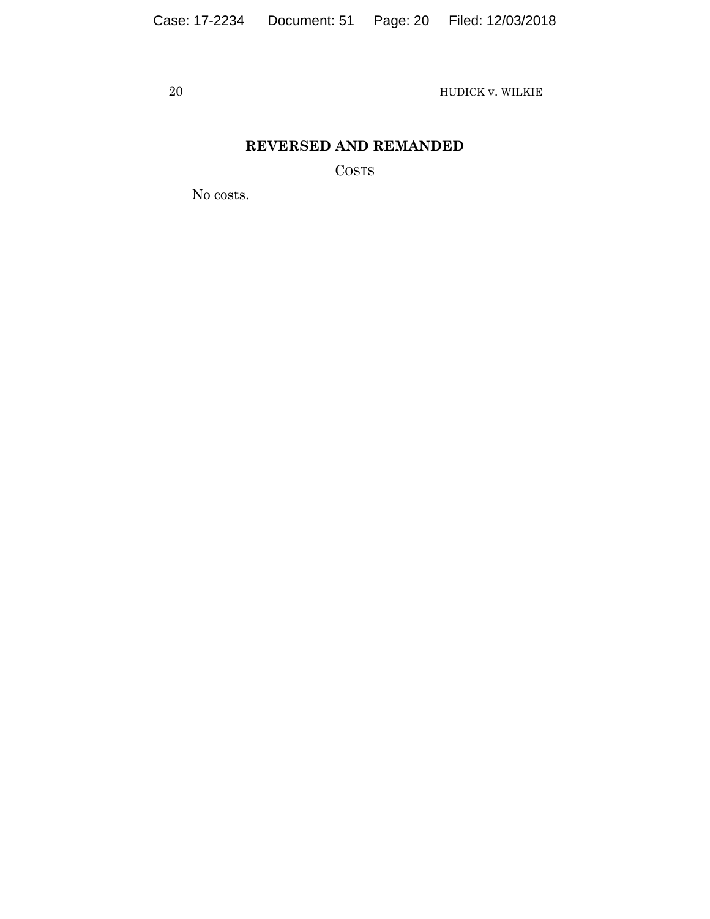**REVERSED AND REMANDED**

COSTS

No costs.